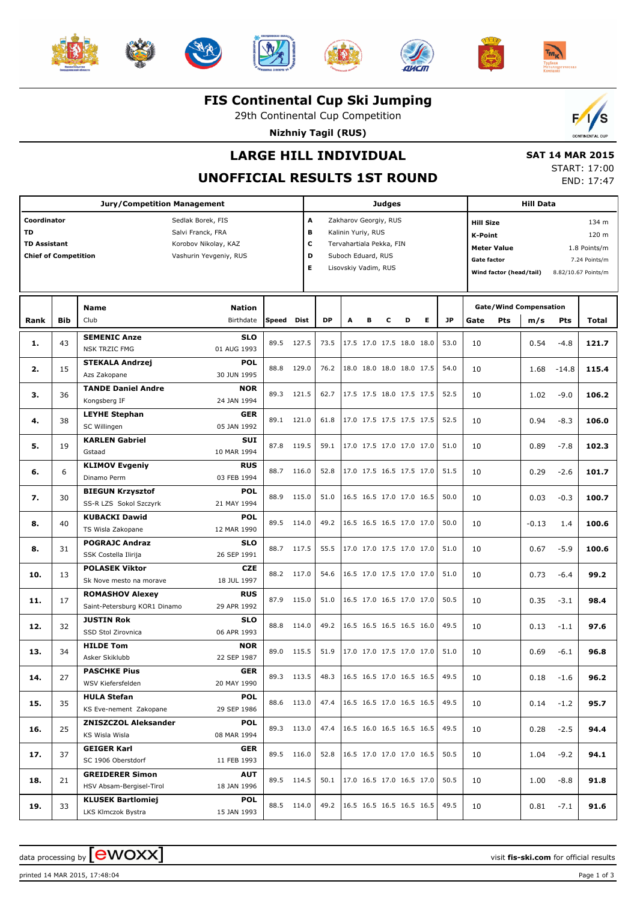# FIS Continental Cup Ski Jumping

29th Continental Cup Competition

**Nizhniy Tagil (RUS)**

## LARGE HILL INDIVIDUAL

## UNOFFICIAL RESULTS 1ST ROUND

**SAT 14 MAR 2015**

START: 17:00

END: 17:47

| Jury/Competition Management | | Judges | | Hill Data | |
|---|---|---|---|---|---|
| **Coordinator** | Sedlak Borek, FIS | **A** | Zakharov Georgiy, RUS | **Hill Size** | 134 m |
| **TD** | Salvi Franck, FRA | **B** | Kalinin Yuriy, RUS | **K-Point** | 120 m |
| **TD Assistant** | Korobov Nikolay, KAZ | **C** | Tervahartiala Pekka, FIN | **Meter Value** | 1.8 Points/m |
| **Chief of Competition** | Vashurin Yevgeniy, RUS | **D** | Suboch Eduard, RUS | **Gate factor** | 7.24 Points/m |
| | | **E** | Lisovskiy Vadim, RUS | **Wind factor (head/tail)** | 8.82/10.67 Points/m |

| Rank | Bib | Name / Club | Nation / Birthdate | Speed | Dist | DP | A | B | C | D | E | JP | Gate | Pts | m/s | Pts | Total |
|---|---|---|---|---|---|---|---|---|---|---|---|---|---|---|---|---|---|
| **1.** | 43 | **SEMENIC Anze** NSK TRZIC FMG | **SLO** 01 AUG 1993 | 89.5 | 127.5 | 73.5 | 17.5 | 17.0 | 17.5 | 18.0 | 18.0 | 53.0 | 10 | | 0.54 | -4.8 | **121.7** |
| **2.** | 15 | **STEKALA Andrzej** Azs Zakopane | **POL** 30 JUN 1995 | 88.8 | 129.0 | 76.2 | 18.0 | 18.0 | 18.0 | 18.0 | 17.5 | 54.0 | 10 | | 1.68 | -14.8 | **115.4** |
| **3.** | 36 | **TANDE Daniel Andre** Kongsberg IF | **NOR** 24 JAN 1994 | 89.3 | 121.5 | 62.7 | 17.5 | 17.5 | 18.0 | 17.5 | 17.5 | 52.5 | 10 | | 1.02 | -9.0 | **106.2** |
| **4.** | 38 | **LEYHE Stephan** SC Willingen | **GER** 05 JAN 1992 | 89.1 | 121.0 | 61.8 | 17.0 | 17.5 | 17.5 | 17.5 | 17.5 | 52.5 | 10 | | 0.94 | -8.3 | **106.0** |
| **5.** | 19 | **KARLEN Gabriel** Gstaad | **SUI** 10 MAR 1994 | 87.8 | 119.5 | 59.1 | 17.0 | 17.5 | 17.0 | 17.0 | 17.0 | 51.0 | 10 | | 0.89 | -7.8 | **102.3** |
| **6.** | 6 | **KLIMOV Evgeniy** Dinamo Perm | **RUS** 03 FEB 1994 | 88.7 | 116.0 | 52.8 | 17.0 | 17.5 | 16.5 | 17.5 | 17.0 | 51.5 | 10 | | 0.29 | -2.6 | **101.7** |
| **7.** | 30 | **BIEGUN Krzysztof** SS-R LZS Sokol Szczyrk | **POL** 21 MAY 1994 | 88.9 | 115.0 | 51.0 | 16.5 | 16.5 | 17.0 | 17.0 | 16.5 | 50.0 | 10 | | 0.03 | -0.3 | **100.7** |
| **8.** | 40 | **KUBACKI Dawid** TS Wisla Zakopane | **POL** 12 MAR 1990 | 89.5 | 114.0 | 49.2 | 16.5 | 16.5 | 16.5 | 17.0 | 17.0 | 50.0 | 10 | | -0.13 | 1.4 | **100.6** |
| **8.** | 31 | **POGRAJC Andraz** SSK Costella Ilirija | **SLO** 26 SEP 1991 | 88.7 | 117.5 | 55.5 | 17.0 | 17.0 | 17.5 | 17.0 | 17.0 | 51.0 | 10 | | 0.67 | -5.9 | **100.6** |
| **10.** | 13 | **POLASEK Viktor** Sk Nove mesto na morave | **CZE** 18 JUL 1997 | 88.2 | 117.0 | 54.6 | 16.5 | 17.0 | 17.5 | 17.0 | 17.0 | 51.0 | 10 | | 0.73 | -6.4 | **99.2** |
| **11.** | 17 | **ROMASHOV Alexey** Saint-Petersburg KOR1 Dinamo | **RUS** 29 APR 1992 | 87.9 | 115.0 | 51.0 | 16.5 | 17.0 | 16.5 | 17.0 | 17.0 | 50.5 | 10 | | 0.35 | -3.1 | **98.4** |
| **12.** | 32 | **JUSTIN Rok** SSD Stol Zirovnica | **SLO** 06 APR 1993 | 88.8 | 114.0 | 49.2 | 16.5 | 16.5 | 16.5 | 16.5 | 16.0 | 49.5 | 10 | | 0.13 | -1.1 | **97.6** |
| **13.** | 34 | **HILDE Tom** Asker Skiklubb | **NOR** 22 SEP 1987 | 89.0 | 115.5 | 51.9 | 17.0 | 17.0 | 17.5 | 17.0 | 17.0 | 51.0 | 10 | | 0.69 | -6.1 | **96.8** |
| **14.** | 27 | **PASCHKE Pius** WSV Kiefersfelden | **GER** 20 MAY 1990 | 89.3 | 113.5 | 48.3 | 16.5 | 16.5 | 17.0 | 16.5 | 16.5 | 49.5 | 10 | | 0.18 | -1.6 | **96.2** |
| **15.** | 35 | **HULA Stefan** KS Eve-nement Zakopane | **POL** 29 SEP 1986 | 88.6 | 113.0 | 47.4 | 16.5 | 16.5 | 17.0 | 16.5 | 16.5 | 49.5 | 10 | | 0.14 | -1.2 | **95.7** |
| **16.** | 25 | **ZNISZCZOL Aleksander** KS Wisla Wisla | **POL** 08 MAR 1994 | 89.3 | 113.0 | 47.4 | 16.5 | 16.0 | 16.5 | 16.5 | 16.5 | 49.5 | 10 | | 0.28 | -2.5 | **94.4** |
| **17.** | 37 | **GEIGER Karl** SC 1906 Oberstdorf | **GER** 11 FEB 1993 | 89.5 | 116.0 | 52.8 | 16.5 | 17.0 | 17.0 | 17.0 | 16.5 | 50.5 | 10 | | 1.04 | -9.2 | **94.1** |
| **18.** | 21 | **GREIDERER Simon** HSV Absam-Bergisel-Tirol | **AUT** 18 JAN 1996 | 89.5 | 114.5 | 50.1 | 17.0 | 16.5 | 17.0 | 16.5 | 17.0 | 50.5 | 10 | | 1.00 | -8.8 | **91.8** |
| **19.** | 33 | **KLUSEK Bartlomiej** LKS Klmczok Bystra | **POL** 15 JAN 1993 | 88.5 | 114.0 | 49.2 | 16.5 | 16.5 | 16.5 | 16.5 | 16.5 | 49.5 | 10 | | 0.81 | -7.1 | **91.6** |

data processing by ewoxx

visit fis-ski.com for official results

printed 14 MAR 2015, 17:48:04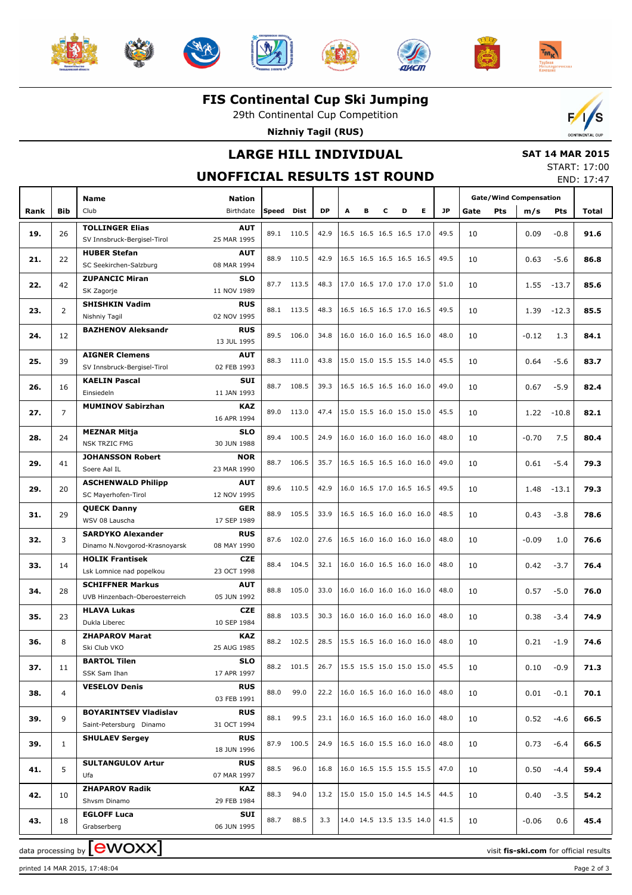# FIS Continental Cup Ski Jumping

29th Continental Cup Competition

**Nizhniy Tagil (RUS)**

## LARGE HILL INDIVIDUAL

**SAT 14 MAR 2015**

START: 17:00

END: 17:47

## UNOFFICIAL RESULTS 1ST ROUND

| Rank | Bib | Name / Club | Nation / Birthdate | Speed | Dist | DP | A | B | C | D | E | JP | Gate | Pts | m/s | Pts | Total |
|---|---|---|---|---|---|---|---|---|---|---|---|---|---|---|---|---|---|
| 19. | 26 | **TOLLINGER Elias** SV Innsbruck-Bergisel-Tirol | **AUT** 25 MAR 1995 | 89.1 | 110.5 | 42.9 | 16.5 | 16.5 | 16.5 | 16.5 | 17.0 | 49.5 | 10 | | 0.09 | -0.8 | **91.6** |
| 21. | 22 | **HUBER Stefan** SC Seekirchen-Salzburg | **AUT** 08 MAR 1994 | 88.9 | 110.5 | 42.9 | 16.5 | 16.5 | 16.5 | 16.5 | 16.5 | 49.5 | 10 | | 0.63 | -5.6 | **86.8** |
| 22. | 42 | **ZUPANCIC Miran** SK Zagorje | **SLO** 11 NOV 1989 | 87.7 | 113.5 | 48.3 | 17.0 | 16.5 | 17.0 | 17.0 | 17.0 | 51.0 | 10 | | 1.55 | -13.7 | **85.6** |
| 23. | 2 | **SHISHKIN Vadim** Nishniy Tagil | **RUS** 02 NOV 1995 | 88.1 | 113.5 | 48.3 | 16.5 | 16.5 | 16.5 | 17.0 | 16.5 | 49.5 | 10 | | 1.39 | -12.3 | **85.5** |
| 24. | 12 | **BAZHENOV Aleksandr** | **RUS** 13 JUL 1995 | 89.5 | 106.0 | 34.8 | 16.0 | 16.0 | 16.0 | 16.5 | 16.0 | 48.0 | 10 | | -0.12 | 1.3 | **84.1** |
| 25. | 39 | **AIGNER Clemens** SV Innsbruck-Bergisel-Tirol | **AUT** 02 FEB 1993 | 88.3 | 111.0 | 43.8 | 15.0 | 15.0 | 15.5 | 15.5 | 14.0 | 45.5 | 10 | | 0.64 | -5.6 | **83.7** |
| 26. | 16 | **KAELIN Pascal** Einsiedeln | **SUI** 11 JAN 1993 | 88.7 | 108.5 | 39.3 | 16.5 | 16.5 | 16.5 | 16.0 | 16.0 | 49.0 | 10 | | 0.67 | -5.9 | **82.4** |
| 27. | 7 | **MUMINOV Sabirzhan** | **KAZ** 16 APR 1994 | 89.0 | 113.0 | 47.4 | 15.0 | 15.5 | 16.0 | 15.0 | 15.0 | 45.5 | 10 | | 1.22 | -10.8 | **82.1** |
| 28. | 24 | **MEZNAR Mitja** NSK TRZIC FMG | **SLO** 30 JUN 1988 | 89.4 | 100.5 | 24.9 | 16.0 | 16.0 | 16.0 | 16.0 | 16.0 | 48.0 | 10 | | -0.70 | 7.5 | **80.4** |
| 29. | 41 | **JOHANSSON Robert** Soere Aal IL | **NOR** 23 MAR 1990 | 88.7 | 106.5 | 35.7 | 16.5 | 16.5 | 16.5 | 16.0 | 16.0 | 49.0 | 10 | | 0.61 | -5.4 | **79.3** |
| 29. | 20 | **ASCHENWALD Philipp** SC Mayerhofen-Tirol | **AUT** 12 NOV 1995 | 89.6 | 110.5 | 42.9 | 16.0 | 16.5 | 17.0 | 16.5 | 16.5 | 49.5 | 10 | | 1.48 | -13.1 | **79.3** |
| 31. | 29 | **QUECK Danny** WSV 08 Lauscha | **GER** 17 SEP 1989 | 88.9 | 105.5 | 33.9 | 16.5 | 16.5 | 16.0 | 16.0 | 16.0 | 48.5 | 10 | | 0.43 | -3.8 | **78.6** |
| 32. | 3 | **SARDYKO Alexander** Dinamo N.Novgorod-Krasnoyarsk | **RUS** 08 MAY 1990 | 87.6 | 102.0 | 27.6 | 16.5 | 16.0 | 16.0 | 16.0 | 16.0 | 48.0 | 10 | | -0.09 | 1.0 | **76.6** |
| 33. | 14 | **HOLIK Frantisek** Lsk Lomnice nad popelkou | **CZE** 23 OCT 1998 | 88.4 | 104.5 | 32.1 | 16.0 | 16.0 | 16.5 | 16.0 | 16.0 | 48.0 | 10 | | 0.42 | -3.7 | **76.4** |
| 34. | 28 | **SCHIFFNER Markus** UVB Hinzenbach-Oberoesterreich | **AUT** 05 JUN 1992 | 88.8 | 105.0 | 33.0 | 16.0 | 16.0 | 16.0 | 16.0 | 16.0 | 48.0 | 10 | | 0.57 | -5.0 | **76.0** |
| 35. | 23 | **HLAVA Lukas** Dukla Liberec | **CZE** 10 SEP 1984 | 88.8 | 103.5 | 30.3 | 16.0 | 16.0 | 16.0 | 16.0 | 16.0 | 48.0 | 10 | | 0.38 | -3.4 | **74.9** |
| 36. | 8 | **ZHAPAROV Marat** Ski Club VKO | **KAZ** 25 AUG 1985 | 88.2 | 102.5 | 28.5 | 15.5 | 16.5 | 16.0 | 16.0 | 16.0 | 48.0 | 10 | | 0.21 | -1.9 | **74.6** |
| 37. | 11 | **BARTOL Tilen** SSK Sam Ihan | **SLO** 17 APR 1997 | 88.2 | 101.5 | 26.7 | 15.5 | 15.5 | 15.0 | 15.0 | 15.0 | 45.5 | 10 | | 0.10 | -0.9 | **71.3** |
| 38. | 4 | **VESELOV Denis** | **RUS** 03 FEB 1991 | 88.0 | 99.0 | 22.2 | 16.0 | 16.5 | 16.0 | 16.0 | 16.0 | 48.0 | 10 | | 0.01 | -0.1 | **70.1** |
| 39. | 9 | **BOYARINTSEV Vladislav** Saint-Petersburg Dinamo | **RUS** 31 OCT 1994 | 88.1 | 99.5 | 23.1 | 16.0 | 16.5 | 16.0 | 16.0 | 16.0 | 48.0 | 10 | | 0.52 | -4.6 | **66.5** |
| 39. | 1 | **SHULAEV Sergey** | **RUS** 18 JUN 1996 | 87.9 | 100.5 | 24.9 | 16.5 | 16.0 | 15.5 | 16.0 | 16.0 | 48.0 | 10 | | 0.73 | -6.4 | **66.5** |
| 41. | 5 | **SULTANGULOV Artur** Ufa | **RUS** 07 MAR 1997 | 88.5 | 96.0 | 16.8 | 16.0 | 16.5 | 15.5 | 15.5 | 15.5 | 47.0 | 10 | | 0.50 | -4.4 | **59.4** |
| 42. | 10 | **ZHAPAROV Radik** Shvsm Dinamo | **KAZ** 29 FEB 1984 | 88.3 | 94.0 | 13.2 | 15.0 | 15.0 | 15.0 | 14.5 | 14.5 | 44.5 | 10 | | 0.40 | -3.5 | **54.2** |
| 43. | 18 | **EGLOFF Luca** Grabserberg | **SUI** 06 JUN 1995 | 88.7 | 88.5 | 3.3 | 14.0 | 14.5 | 13.5 | 13.5 | 14.0 | 41.5 | 10 | | -0.06 | 0.6 | **45.4** |

data processing by ewoxx — visit **fis-ski.com** for official results

printed 14 MAR 2015, 17:48:04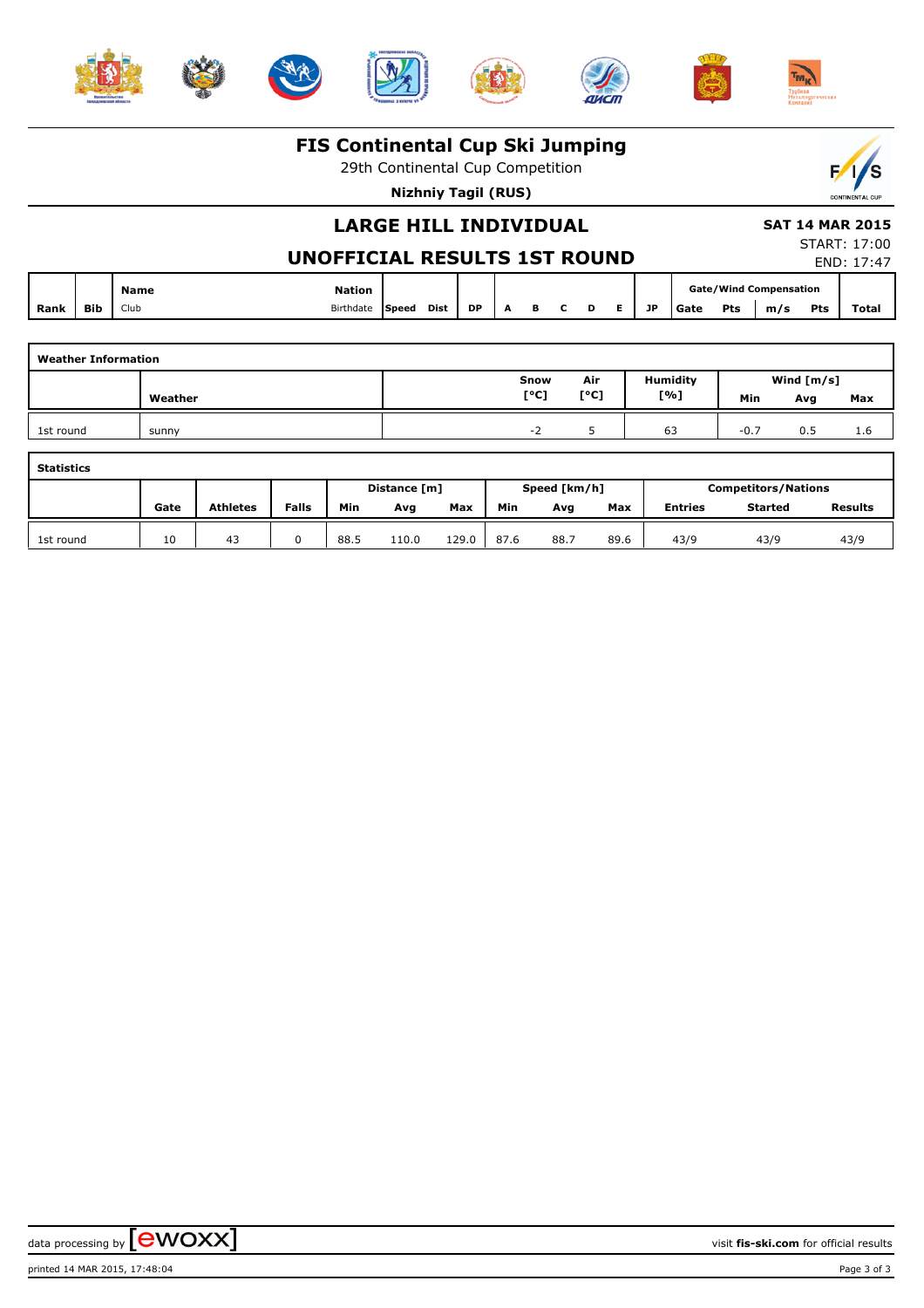# FIS Continental Cup Ski Jumping

29th Continental Cup Competition

**Nizhniy Tagil (RUS)**

## LARGE HILL INDIVIDUAL

**SAT 14 MAR 2015**

START: 17:00

END: 17:47

## UNOFFICIAL RESULTS 1ST ROUND

| Rank | Bib | Name Club | Nation Birthdate | Speed | Dist | DP | A | B | C | D | E | JP | Gate/Wind Compensation Gate | Pts | m/s | Pts | Total |
|---|---|---|---|---|---|---|---|---|---|---|---|---|---|---|---|---|---|

**Weather Information**

| | Weather | | Snow [°C] | Air [°C] | Humidity [%] | Wind [m/s] Min | Avg | Max |
|---|---|---|---|---|---|---|---|---|
| 1st round | sunny | | -2 | 5 | 63 | -0.7 | 0.5 | 1.6 |

**Statistics**

| | Gate | Athletes | Falls | Distance [m] Min | Avg | Max | Speed [km/h] Min | Avg | Max | Competitors/Nations Entries | Started | Results |
|---|---|---|---|---|---|---|---|---|---|---|---|---|
| 1st round | 10 | 43 | 0 | 88.5 | 110.0 | 129.0 | 87.6 | 88.7 | 89.6 | 43/9 | 43/9 | 43/9 |

data processing by [ewoxx]

visit **fis-ski.com** for official results

printed 14 MAR 2015, 17:48:04